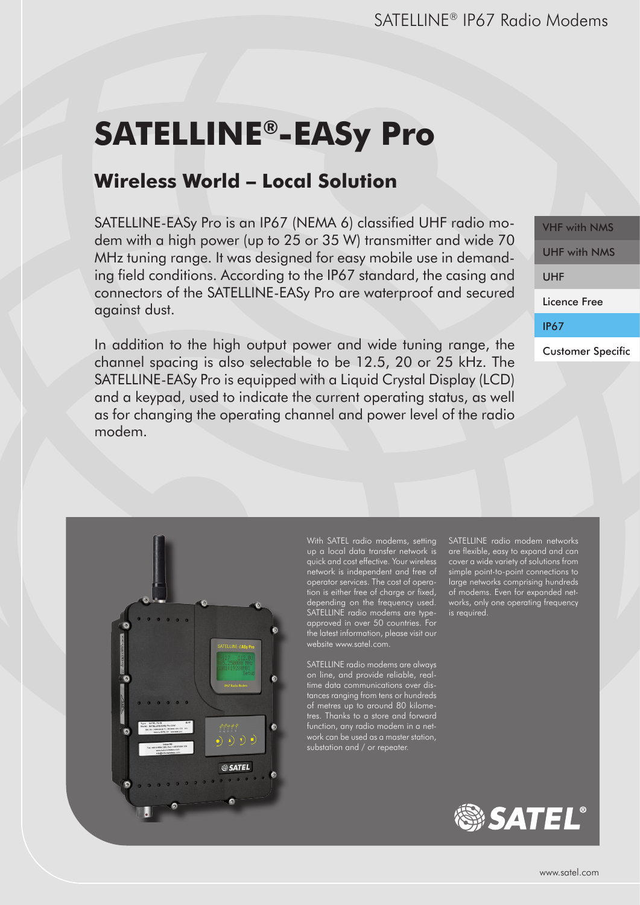# SATELLINE®-EASy Pro

## Wireless World – Local Solution

SATELLINE-EASy Pro is an IP67 (NEMA 6) classified UHF radio modem with a high power (up to 25 or 35 W) transmitter and wide 70 MHz tuning range. It was designed for easy mobile use in demanding field conditions. According to the IP67 standard, the casing and connectors of the SATELLINE-EASy Pro are waterproof and secured against dust.

In addition to the high output power and wide tuning range, the channel spacing is also selectable to be 12.5, 20 or 25 kHz. The SATELLINE-EASy Pro is equipped with a Liquid Crystal Display (LCD) and a keypad, used to indicate the current operating status, as well as for changing the operating channel and power level of the radio modem.

- VHF with NMS
- UHF with NMS
- UHF
- Licence Free
- IP67
- Customer Specific

With SATEL radio modems, setting up a local data transfer network is quick and cost effective. Your wireless network is independent and free of operator services. The cost of operation is either free of charge or fixed, depending on the frequency used. SATELLINE radio modems are type-approved in over 50 countries. For the latest information, please visit our website www.satel.com.

SATELLINE radio modems are always on line, and provide reliable, real-time data communications over distances ranging from tens or hundreds of metres up to around 80 kilometres. Thanks to a store and forward function, any radio modem in a network can be used as a master station, substation and / or repeater.

SATELLINE radio modem networks are flexible, easy to expand and can cover a wide variety of solutions from simple point-to-point connections to large networks comprising hundreds of modems. Even for expanded networks, only one operating frequency is required.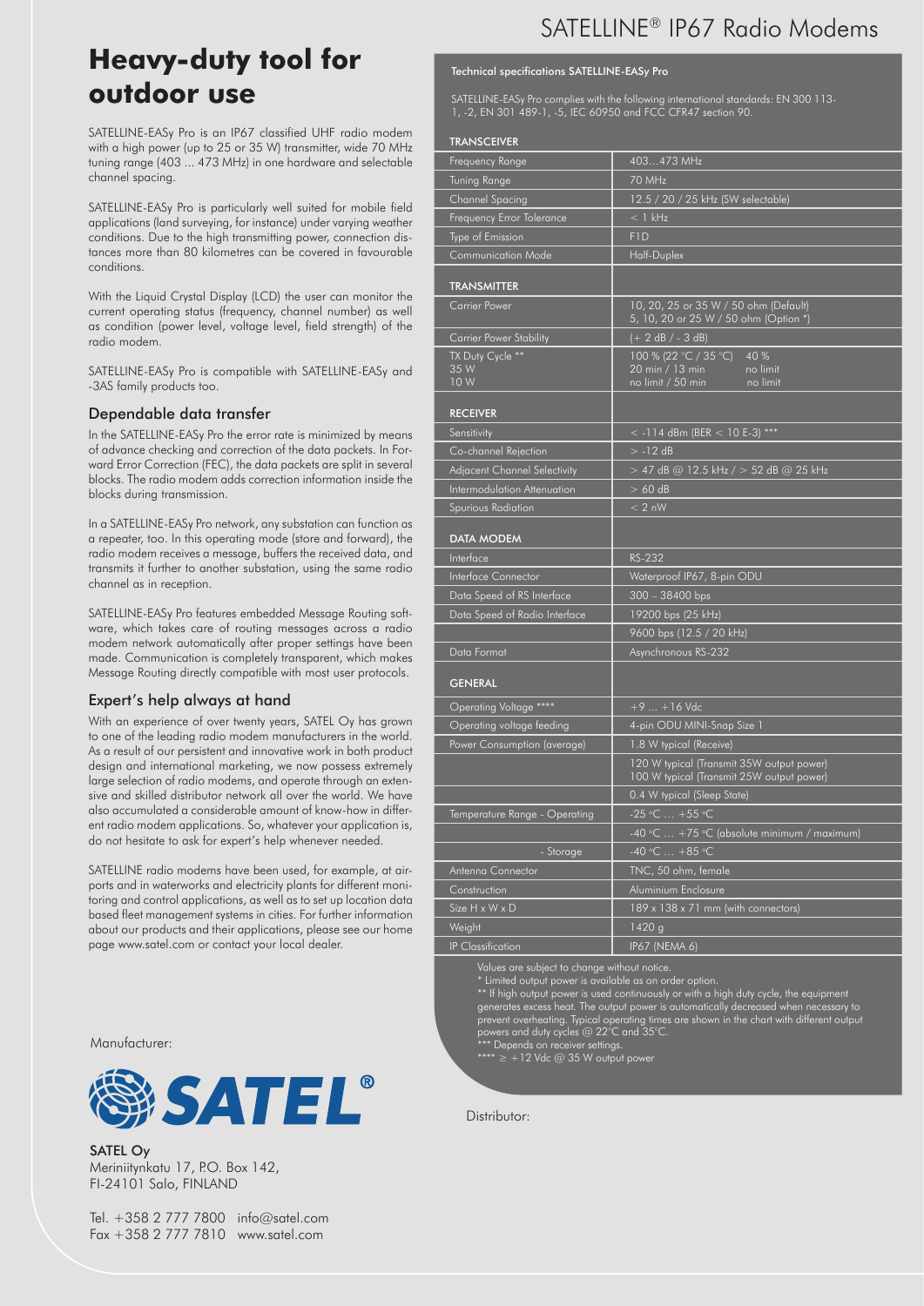# SATELLINE® IP67 Radio Modems

## Heavy-duty tool for outdoor use

SATELLINE-EASy Pro is an IP67 classified UHF radio modem with a high power (up to 25 or 35 W) transmitter, wide 70 MHz tuning range (403 ... 473 MHz) in one hardware and selectable channel spacing.

SATELLINE-EASy Pro is particularly well suited for mobile field applications (land surveying, for instance) under varying weather conditions. Due to the high transmitting power, connection distances more than 80 kilometres can be covered in favourable conditions.

With the Liquid Crystal Display (LCD) the user can monitor the current operating status (frequency, channel number) as well as condition (power level, voltage level, field strength) of the radio modem.

SATELLINE-EASy Pro is compatible with SATELLINE-EASy and -3AS family products too.

### Dependable data transfer

In the SATELLINE-EASy Pro the error rate is minimized by means of advance checking and correction of the data packets. In Forward Error Correction (FEC), the data packets are split in several blocks. The radio modem adds correction information inside the blocks during transmission.

In a SATELLINE-EASy Pro network, any substation can function as a repeater, too. In this operating mode (store and forward), the radio modem receives a message, buffers the received data, and transmits it further to another substation, using the same radio channel as in reception.

SATELLINE-EASy Pro features embedded Message Routing software, which takes care of routing messages across a radio modem network automatically after proper settings have been made. Communication is completely transparent, which makes Message Routing directly compatible with most user protocols.

### Expert's help always at hand

With an experience of over twenty years, SATEL Oy has grown to one of the leading radio modem manufacturers in the world. As a result of our persistent and innovative work in both product design and international marketing, we now possess extremely large selection of radio modems, and operate through an extensive and skilled distributor network all over the world. We have also accumulated a considerable amount of know-how in different radio modem applications. So, whatever your application is, do not hesitate to ask for expert's help whenever needed.

SATELLINE radio modems have been used, for example, at airports and in waterworks and electricity plants for different monitoring and control applications, as well as to set up location data based fleet management systems in cities. For further information about our products and their applications, please see our home page www.satel.com or contact your local dealer.

Manufacturer:

SATEL®

**SATEL Oy**
Meriniitynkatu 17, P.O. Box 142,
FI-24101 Salo, FINLAND

Tel. +358 2 777 7800 info@satel.com
Fax +358 2 777 7810 www.satel.com

### Technical specifications SATELLINE-EASy Pro

SATELLINE-EASy Pro complies with the following international standards: EN 300 113-1, -2, EN 301 489-1, -5, IEC 60950 and FCC CFR47 section 90.

| | |
|---|---|
| **TRANSCEIVER** | |
| Frequency Range | 403…473 MHz |
| Tuning Range | 70 MHz |
| Channel Spacing | 12.5 / 20 / 25 kHz (SW selectable) |
| Frequency Error Tolerance | < 1 kHz |
| Type of Emission | F1D |
| Communication Mode | Half-Duplex |
| **TRANSMITTER** | |
| Carrier Power | 10, 20, 25 or 35 W / 50 ohm (Default)<br>5, 10, 20 or 25 W / 50 ohm (Option *) |
| Carrier Power Stability | (+ 2 dB / - 3 dB) |
| TX Duty Cycle **<br>35 W<br>10 W | 100 % (22 °C / 35 °C) 40 %<br>20 min / 13 min no limit<br>no limit / 50 min no limit |
| **RECEIVER** | |
| Sensitivity | < -114 dBm (BER < 10 E-3) *** |
| Co-channel Rejection | > -12 dB |
| Adjacent Channel Selectivity | > 47 dB @ 12.5 kHz / > 52 dB @ 25 kHz |
| Intermodulation Attenuation | > 60 dB |
| Spurious Radiation | < 2 nW |
| **DATA MODEM** | |
| Interface | RS-232 |
| Interface Connector | Waterproof IP67, 8-pin ODU |
| Data Speed of RS Interface | 300 – 38400 bps |
| Data Speed of Radio Interface | 19200 bps (25 kHz) |
| | 9600 bps (12.5 / 20 kHz) |
| Data Format | Asynchronous RS-232 |
| **GENERAL** | |
| Operating Voltage **** | +9 ... +16 Vdc |
| Operating voltage feeding | 4-pin ODU MINI-Snap Size 1 |
| Power Consumption (average) | 1.8 W typical (Receive) |
| | 120 W typical (Transmit 35W output power)<br>100 W typical (Transmit 25W output power) |
| | 0.4 W typical (Sleep State) |
| Temperature Range - Operating | -25 °C … +55 °C |
| | -40 °C … +75 °C (absolute minimum / maximum) |
| - Storage | -40 °C … +85 °C |
| Antenna Connector | TNC, 50 ohm, female |
| Construction | Aluminium Enclosure |
| Size H x W x D | 189 x 138 x 71 mm (with connectors) |
| Weight | 1420 g |
| IP Classification | IP67 (NEMA 6) |

Values are subject to change without notice.
* Limited output power is available as on order option.
** If high output power is used continuously or with a high duty cycle, the equipment generates excess heat. The output power is automatically decreased when necessary to prevent overheating. Typical operating times are shown in the chart with different output powers and duty cycles @ 22°C and 35°C.
*** Depends on receiver settings.
**** ≥ +12 Vdc @ 35 W output power

Distributor: